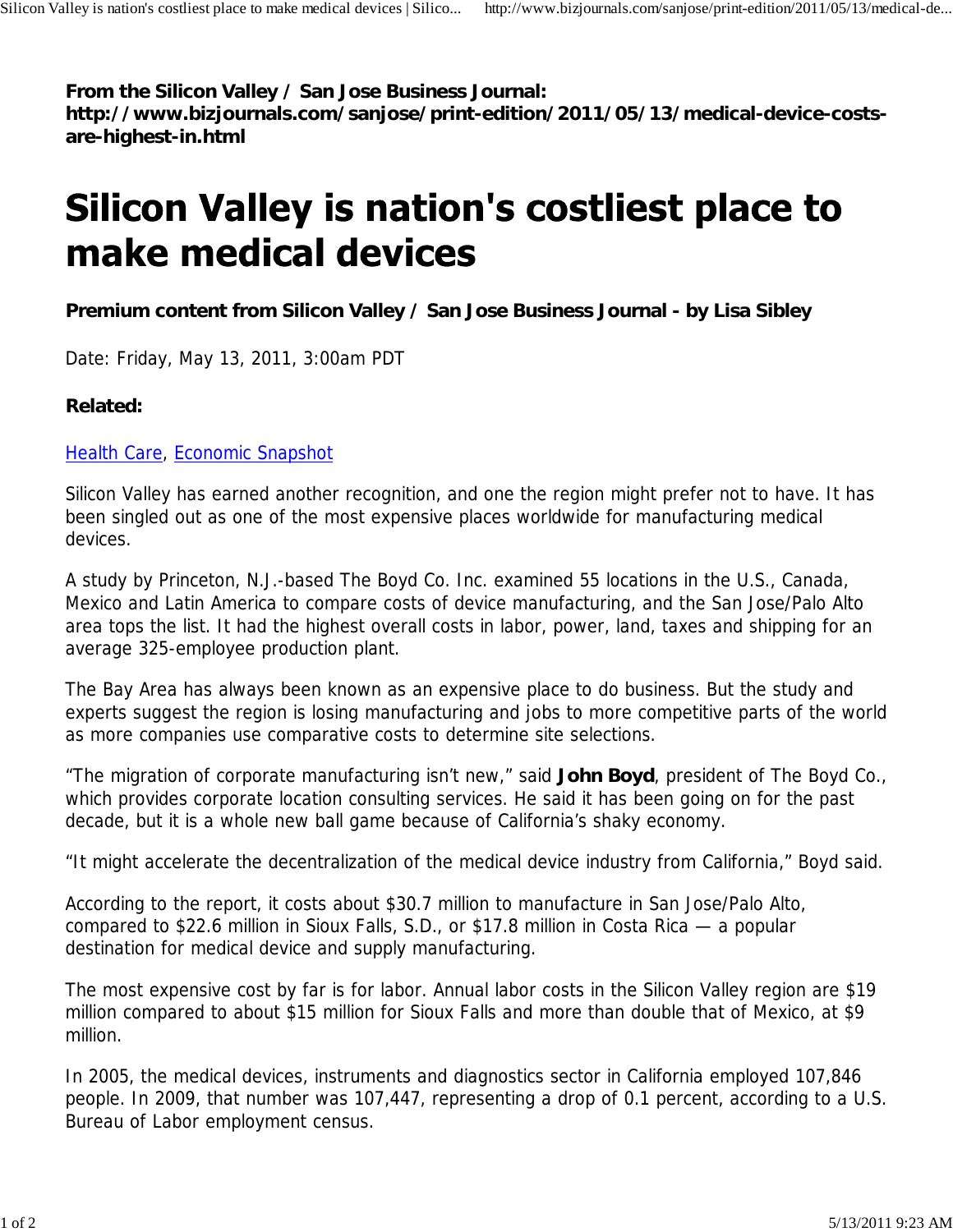**From the Silicon Valley / San Jose Business Journal:**
**http://www.bizjournals.com/sanjose/print-edition/2011/05/13/medical-device-costs-are-highest-in.html**

# Silicon Valley is nation's costliest place to make medical devices

**Premium content from Silicon Valley / San Jose Business Journal - by Lisa Sibley**

Date: Friday, May 13, 2011, 3:00am PDT

**Related:**

Health Care, Economic Snapshot

Silicon Valley has earned another recognition, and one the region might prefer not to have. It has been singled out as one of the most expensive places worldwide for manufacturing medical devices.

A study by Princeton, N.J.-based The Boyd Co. Inc. examined 55 locations in the U.S., Canada, Mexico and Latin America to compare costs of device manufacturing, and the San Jose/Palo Alto area tops the list. It had the highest overall costs in labor, power, land, taxes and shipping for an average 325-employee production plant.

The Bay Area has always been known as an expensive place to do business. But the study and experts suggest the region is losing manufacturing and jobs to more competitive parts of the world as more companies use comparative costs to determine site selections.

“The migration of corporate manufacturing isn’t new,” said **John Boyd**, president of The Boyd Co., which provides corporate location consulting services. He said it has been going on for the past decade, but it is a whole new ball game because of California’s shaky economy.

“It might accelerate the decentralization of the medical device industry from California,” Boyd said.

According to the report, it costs about $30.7 million to manufacture in San Jose/Palo Alto, compared to $22.6 million in Sioux Falls, S.D., or $17.8 million in Costa Rica — a popular destination for medical device and supply manufacturing.

The most expensive cost by far is for labor. Annual labor costs in the Silicon Valley region are $19 million compared to about $15 million for Sioux Falls and more than double that of Mexico, at $9 million.

In 2005, the medical devices, instruments and diagnostics sector in California employed 107,846 people. In 2009, that number was 107,447, representing a drop of 0.1 percent, according to a U.S. Bureau of Labor employment census.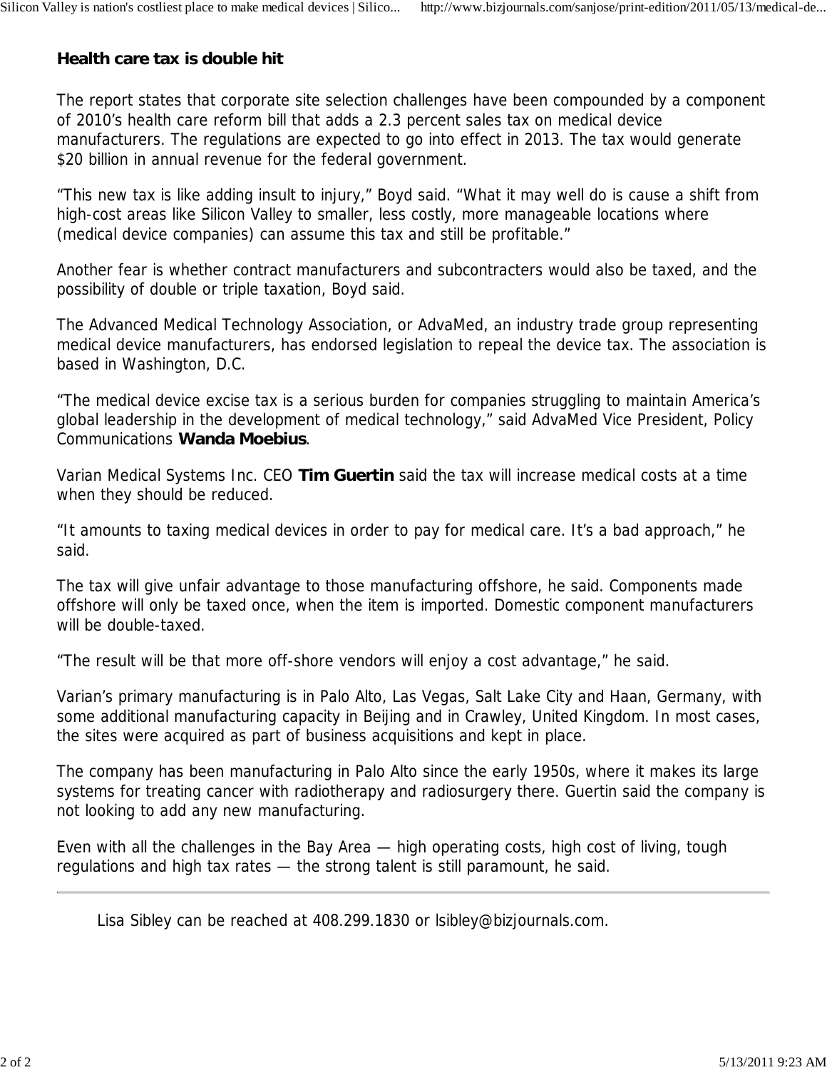## Health care tax is double hit

The report states that corporate site selection challenges have been compounded by a component of 2010's health care reform bill that adds a 2.3 percent sales tax on medical device manufacturers. The regulations are expected to go into effect in 2013. The tax would generate $20 billion in annual revenue for the federal government.

"This new tax is like adding insult to injury," Boyd said. "What it may well do is cause a shift from high-cost areas like Silicon Valley to smaller, less costly, more manageable locations where (medical device companies) can assume this tax and still be profitable."

Another fear is whether contract manufacturers and subcontracters would also be taxed, and the possibility of double or triple taxation, Boyd said.

The Advanced Medical Technology Association, or AdvaMed, an industry trade group representing medical device manufacturers, has endorsed legislation to repeal the device tax. The association is based in Washington, D.C.

"The medical device excise tax is a serious burden for companies struggling to maintain America's global leadership in the development of medical technology," said AdvaMed Vice President, Policy Communications **Wanda Moebius**.

Varian Medical Systems Inc. CEO **Tim Guertin** said the tax will increase medical costs at a time when they should be reduced.

"It amounts to taxing medical devices in order to pay for medical care. It's a bad approach," he said.

The tax will give unfair advantage to those manufacturing offshore, he said. Components made offshore will only be taxed once, when the item is imported. Domestic component manufacturers will be double-taxed.

"The result will be that more off-shore vendors will enjoy a cost advantage," he said.

Varian's primary manufacturing is in Palo Alto, Las Vegas, Salt Lake City and Haan, Germany, with some additional manufacturing capacity in Beijing and in Crawley, United Kingdom. In most cases, the sites were acquired as part of business acquisitions and kept in place.

The company has been manufacturing in Palo Alto since the early 1950s, where it makes its large systems for treating cancer with radiotherapy and radiosurgery there. Guertin said the company is not looking to add any new manufacturing.

Even with all the challenges in the Bay Area — high operating costs, high cost of living, tough regulations and high tax rates — the strong talent is still paramount, he said.

---

Lisa Sibley can be reached at 408.299.1830 or lsibley@bizjournals.com.